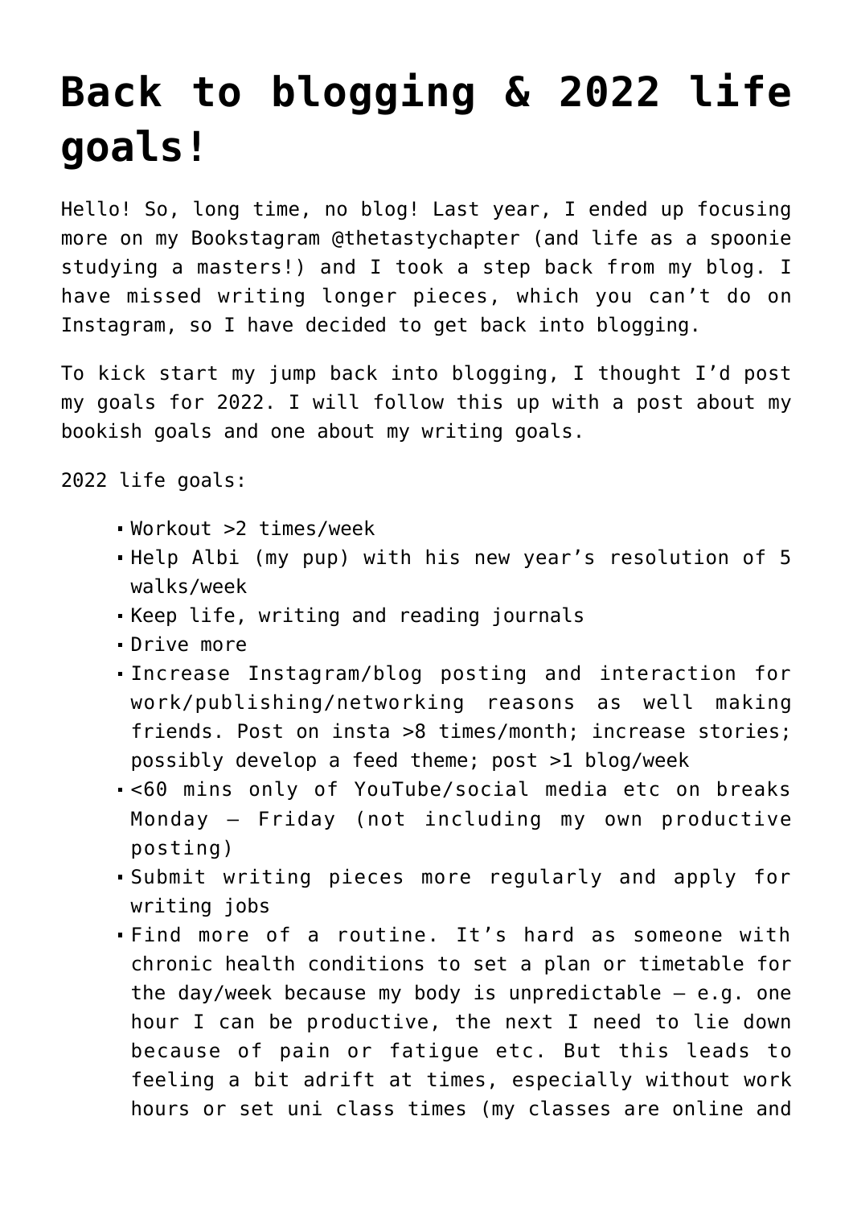# Back to blogging & 2022 life goals!

Hello! So, long time, no blog! Last year, I ended up focusing more on my Bookstagram @thetastychapter (and life as a spoonie studying a masters!) and I took a step back from my blog. I have missed writing longer pieces, which you can't do on Instagram, so I have decided to get back into blogging.

To kick start my jump back into blogging, I thought I'd post my goals for 2022. I will follow this up with a post about my bookish goals and one about my writing goals.

2022 life goals:

- Workout >2 times/week
- Help Albi (my pup) with his new year's resolution of 5 walks/week
- Keep life, writing and reading journals
- Drive more
- Increase Instagram/blog posting and interaction for work/publishing/networking reasons as well making friends. Post on insta >8 times/month; increase stories; possibly develop a feed theme; post >1 blog/week
- <60 mins only of YouTube/social media etc on breaks Monday – Friday (not including my own productive posting)
- Submit writing pieces more regularly and apply for writing jobs
- Find more of a routine. It's hard as someone with chronic health conditions to set a plan or timetable for the day/week because my body is unpredictable – e.g. one hour I can be productive, the next I need to lie down because of pain or fatigue etc. But this leads to feeling a bit adrift at times, especially without work hours or set uni class times (my classes are online and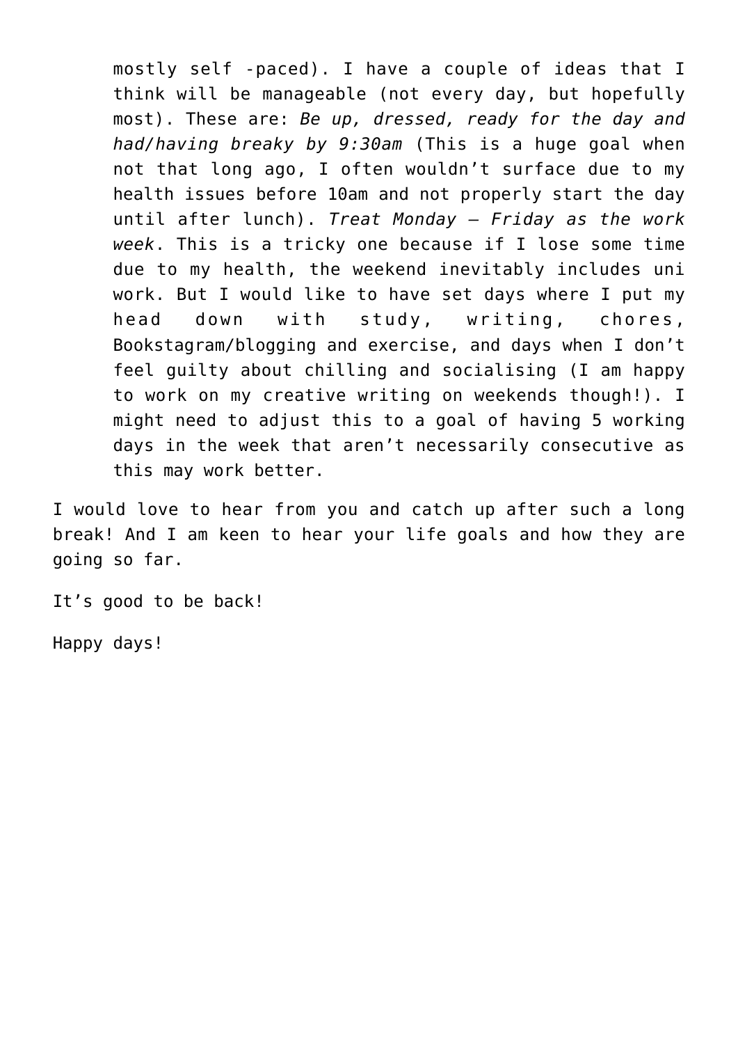mostly self -paced). I have a couple of ideas that I think will be manageable (not every day, but hopefully most). These are: *Be up, dressed, ready for the day and had/having breaky by 9:30am* (This is a huge goal when not that long ago, I often wouldn't surface due to my health issues before 10am and not properly start the day until after lunch). *Treat Monday – Friday as the work week*. This is a tricky one because if I lose some time due to my health, the weekend inevitably includes uni work. But I would like to have set days where I put my head down with study, writing, chores, Bookstagram/blogging and exercise, and days when I don't feel guilty about chilling and socialising (I am happy to work on my creative writing on weekends though!). I might need to adjust this to a goal of having 5 working days in the week that aren't necessarily consecutive as this may work better.

I would love to hear from you and catch up after such a long break! And I am keen to hear your life goals and how they are going so far.

It's good to be back!

Happy days!